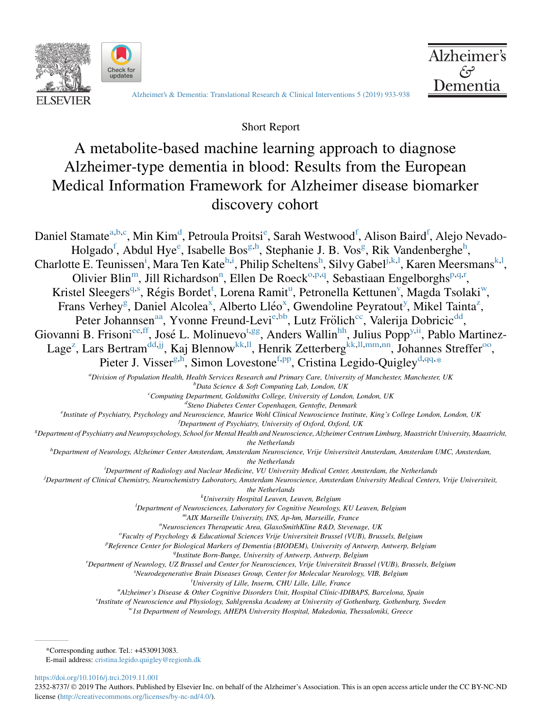Short Report

# A metabolite-based machine learning approach to diagnose Alzheimer-type dementia in blood: Results from the European Medical Information Framework for Alzheimer disease biomarker discovery cohort

Daniel Stamate[a,b,c], Min Kim[d], Petroula Proitsi[e], Sarah Westwood[f], Alison Baird[f], Alejo Nevado-Holgado[f], Abdul Hye[e], Isabelle Bos[g,h], Stephanie J. B. Vos[g], Rik Vandenberghe[h], Charlotte E. Teunissen[i], Mara Ten Kate[h,i], Philip Scheltens[h], Silvy Gabel[j,k,l], Karen Meersmans[k,l], Olivier Blin[m], Jill Richardson[n], Ellen De Roeck[o,p,q], Sebastiaan Engelborghs[p,q,r], Kristel Sleegers[q,s], Régis Bordet[t], Lorena Ramit[u], Petronella Kettunen[v], Magda Tsolaki[w], Frans Verhey[g], Daniel Alcolea[x], Alberto Lléo[x], Gwendoline Peyratout[y], Mikel Tainta[z], Peter Johannsen[aa], Yvonne Freund-Levi[e,bb], Lutz Frölich[cc], Valerija Dobricic[dd], Giovanni B. Frisoni[ee,ff], José L. Molinuevo[t,gg], Anders Wallin[hh], Julius Popp[y,ii], Pablo Martinez-Lage[z], Lars Bertram[dd,jj], Kaj Blennow[kk,ll], Henrik Zetterberg[kk,ll,mm,nn], Johannes Streffer[oo], Pieter J. Visser[g,h], Simon Lovestone[f,pp], Cristina Legido-Quigley[d,qq,*]

[a]*Division of Population Health, Health Services Research and Primary Care, University of Manchester, Manchester, UK*
[b]*Data Science & Soft Computing Lab, London, UK*
[c]*Computing Department, Goldsmiths College, University of London, London, UK*
[d]*Steno Diabetes Center Copenhagen, Gentofte, Denmark*
[e]*Institute of Psychiatry, Psychology and Neuroscience, Maurice Wohl Clinical Neuroscience Institute, King's College London, London, UK*
[f]*Department of Psychiatry, University of Oxford, Oxford, UK*
[g]*Department of Psychiatry and Neuropsychology, School for Mental Health and Neuroscience, Alzheimer Centrum Limburg, Maastricht University, Maastricht, the Netherlands*
[h]*Department of Neurology, Alzheimer Center Amsterdam, Amsterdam Neuroscience, Vrije Universiteit Amsterdam, Amsterdam UMC, Amsterdam, the Netherlands*
[i]*Department of Radiology and Nuclear Medicine, VU University Medical Center, Amsterdam, the Netherlands*
[j]*Department of Clinical Chemistry, Neurochemistry Laboratory, Amsterdam Neuroscience, Amsterdam University Medical Centers, Vrije Universiteit, the Netherlands*
[k]*University Hospital Leuven, Leuven, Belgium*
[l]*Department of Neurosciences, Laboratory for Cognitive Neurology, KU Leuven, Belgium*
[m]*AIX Marseille University, INS, Ap-hm, Marseille, France*
[n]*Neurosciences Therapeutic Area, GlaxoSmithKline R&D, Stevenage, UK*
[o]*Faculty of Psychology & Educational Sciences Vrije Universiteit Brussel (VUB), Brussels, Belgium*
[p]*Reference Center for Biological Markers of Dementia (BIODEM), University of Antwerp, Antwerp, Belgium*
[q]*Institute Born-Bunge, University of Antwerp, Antwerp, Belgium*
[r]*Department of Neurology, UZ Brussel and Center for Neurosciences, Vrije Universiteit Brussel (VUB), Brussels, Belgium*
[s]*Neurodegenerative Brain Diseases Group, Center for Molecular Neurology, VIB, Belgium*
[t]*University of Lille, Inserm, CHU Lille, Lille, France*
[u]*Alzheimer's Disease & Other Cognitive Disorders Unit, Hospital Clínic-IDIBAPS, Barcelona, Spain*
[v]*Institute of Neuroscience and Physiology, Sahlgrenska Academy at University of Gothenburg, Gothenburg, Sweden*
[w]*1st Department of Neurology, AHEPA University Hospital, Makedonia, Thessaloniki, Greece*

*Corresponding author. Tel.: +4530913083.
E-mail address: cristina.legido.quigley@regionh.dk

https://doi.org/10.1016/j.trci.2019.11.001
2352-8737/ © 2019 The Authors. Published by Elsevier Inc. on behalf of the Alzheimer's Association. This is an open access article under the CC BY-NC-ND license (http://creativecommons.org/licenses/by-nc-nd/4.0/).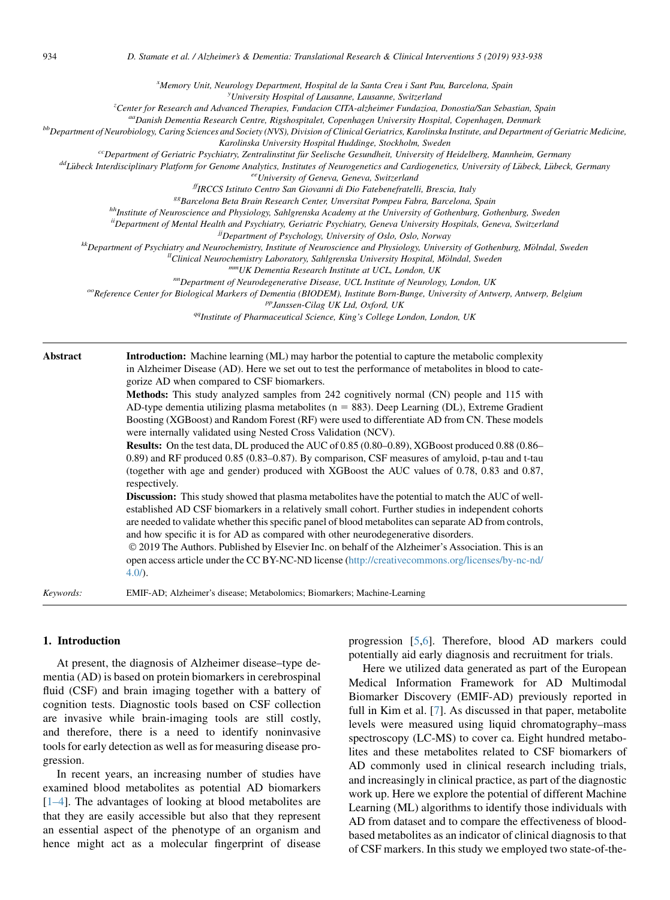[x]Memory Unit, Neurology Department, Hospital de la Santa Creu i Sant Pau, Barcelona, Spain

[y]University Hospital of Lausanne, Lausanne, Switzerland

[z]Center for Research and Advanced Therapies, Fundacion CITA-alzheimer Fundazioa, Donostia/San Sebastian, Spain

[aa]Danish Dementia Research Centre, Rigshospitalet, Copenhagen University Hospital, Copenhagen, Denmark

[bb]Department of Neurobiology, Caring Sciences and Society (NVS), Division of Clinical Geriatrics, Karolinska Institute, and Department of Geriatric Medicine, Karolinska University Hospital Huddinge, Stockholm, Sweden

[cc]Department of Geriatric Psychiatry, Zentralinstitut für Seelische Gesundheit, University of Heidelberg, Mannheim, Germany

[dd]Lübeck Interdisciplinary Platform for Genome Analytics, Institutes of Neurogenetics and Cardiogenetics, University of Lübeck, Lübeck, Germany

[ee]University of Geneva, Geneva, Switzerland

[ff]IRCCS Istituto Centro San Giovanni di Dio Fatebenefratelli, Brescia, Italy

[gg]Barcelona Beta Brain Research Center, Unversitat Pompeu Fabra, Barcelona, Spain

[hh]Institute of Neuroscience and Physiology, Sahlgrenska Academy at the University of Gothenburg, Gothenburg, Sweden

[ii]Department of Mental Health and Psychiatry, Geriatric Psychiatry, Geneva University Hospitals, Geneva, Switzerland

[jj]Department of Psychology, University of Oslo, Oslo, Norway

[kk]Department of Psychiatry and Neurochemistry, Institute of Neuroscience and Physiology, University of Gothenburg, Mölndal, Sweden

[ll]Clinical Neurochemistry Laboratory, Sahlgrenska University Hospital, Mölndal, Sweden

[mm]UK Dementia Research Institute at UCL, London, UK

[nn]Department of Neurodegenerative Disease, UCL Institute of Neurology, London, UK

[oo]Reference Center for Biological Markers of Dementia (BIODEM), Institute Born-Bunge, University of Antwerp, Antwerp, Belgium

[pp]Janssen-Cilag UK Ltd, Oxford, UK

[qq]Institute of Pharmaceutical Science, King's College London, London, UK

**Abstract**

**Introduction:** Machine learning (ML) may harbor the potential to capture the metabolic complexity in Alzheimer Disease (AD). Here we set out to test the performance of metabolites in blood to categorize AD when compared to CSF biomarkers.

**Methods:** This study analyzed samples from 242 cognitively normal (CN) people and 115 with AD-type dementia utilizing plasma metabolites (n = 883). Deep Learning (DL), Extreme Gradient Boosting (XGBoost) and Random Forest (RF) were used to differentiate AD from CN. These models were internally validated using Nested Cross Validation (NCV).

**Results:** On the test data, DL produced the AUC of 0.85 (0.80–0.89), XGBoost produced 0.88 (0.86–0.89) and RF produced 0.85 (0.83–0.87). By comparison, CSF measures of amyloid, p-tau and t-tau (together with age and gender) produced with XGBoost the AUC values of 0.78, 0.83 and 0.87, respectively.

**Discussion:** This study showed that plasma metabolites have the potential to match the AUC of well-established AD CSF biomarkers in a relatively small cohort. Further studies in independent cohorts are needed to validate whether this specific panel of blood metabolites can separate AD from controls, and how specific it is for AD as compared with other neurodegenerative disorders.

© 2019 The Authors. Published by Elsevier Inc. on behalf of the Alzheimer's Association. This is an open access article under the CC BY-NC-ND license (http://creativecommons.org/licenses/by-nc-nd/4.0/).

*Keywords:* EMIF-AD; Alzheimer's disease; Metabolomics; Biomarkers; Machine-Learning

## 1. Introduction

At present, the diagnosis of Alzheimer disease–type dementia (AD) is based on protein biomarkers in cerebrospinal fluid (CSF) and brain imaging together with a battery of cognition tests. Diagnostic tools based on CSF collection are invasive while brain-imaging tools are still costly, and therefore, there is a need to identify noninvasive tools for early detection as well as for measuring disease progression.

In recent years, an increasing number of studies have examined blood metabolites as potential AD biomarkers [1–4]. The advantages of looking at blood metabolites are that they are easily accessible but also that they represent an essential aspect of the phenotype of an organism and hence might act as a molecular fingerprint of disease progression [5,6]. Therefore, blood AD markers could potentially aid early diagnosis and recruitment for trials.

Here we utilized data generated as part of the European Medical Information Framework for AD Multimodal Biomarker Discovery (EMIF-AD) previously reported in full in Kim et al. [7]. As discussed in that paper, metabolite levels were measured using liquid chromatography–mass spectroscopy (LC-MS) to cover ca. Eight hundred metabolites and these metabolites related to CSF biomarkers of AD commonly used in clinical research including trials, and increasingly in clinical practice, as part of the diagnostic work up. Here we explore the potential of different Machine Learning (ML) algorithms to identify those individuals with AD from dataset and to compare the effectiveness of blood-based metabolites as an indicator of clinical diagnosis to that of CSF markers. In this study we employed two state-of-the-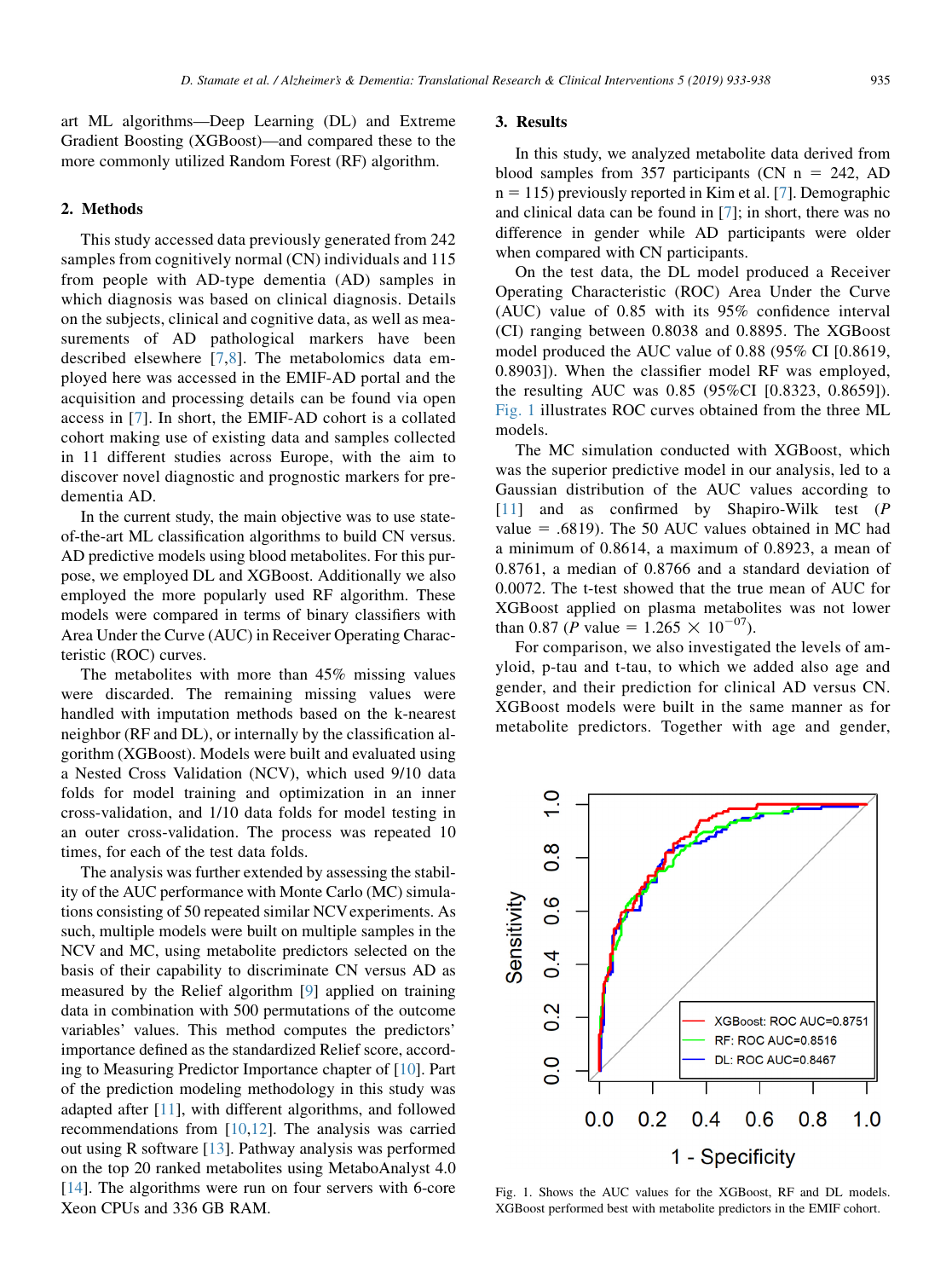art ML algorithms—Deep Learning (DL) and Extreme Gradient Boosting (XGBoost)—and compared these to the more commonly utilized Random Forest (RF) algorithm.

## 2. Methods

This study accessed data previously generated from 242 samples from cognitively normal (CN) individuals and 115 from people with AD-type dementia (AD) samples in which diagnosis was based on clinical diagnosis. Details on the subjects, clinical and cognitive data, as well as measurements of AD pathological markers have been described elsewhere [7,8]. The metabolomics data employed here was accessed in the EMIF-AD portal and the acquisition and processing details can be found via open access in [7]. In short, the EMIF-AD cohort is a collated cohort making use of existing data and samples collected in 11 different studies across Europe, with the aim to discover novel diagnostic and prognostic markers for predementia AD.

In the current study, the main objective was to use state-of-the-art ML classification algorithms to build CN versus. AD predictive models using blood metabolites. For this purpose, we employed DL and XGBoost. Additionally we also employed the more popularly used RF algorithm. These models were compared in terms of binary classifiers with Area Under the Curve (AUC) in Receiver Operating Characteristic (ROC) curves.

The metabolites with more than 45% missing values were discarded. The remaining missing values were handled with imputation methods based on the k-nearest neighbor (RF and DL), or internally by the classification algorithm (XGBoost). Models were built and evaluated using a Nested Cross Validation (NCV), which used 9/10 data folds for model training and optimization in an inner cross-validation, and 1/10 data folds for model testing in an outer cross-validation. The process was repeated 10 times, for each of the test data folds.

The analysis was further extended by assessing the stability of the AUC performance with Monte Carlo (MC) simulations consisting of 50 repeated similar NCV experiments. As such, multiple models were built on multiple samples in the NCV and MC, using metabolite predictors selected on the basis of their capability to discriminate CN versus AD as measured by the Relief algorithm [9] applied on training data in combination with 500 permutations of the outcome variables' values. This method computes the predictors' importance defined as the standardized Relief score, according to Measuring Predictor Importance chapter of [10]. Part of the prediction modeling methodology in this study was adapted after [11], with different algorithms, and followed recommendations from [10,12]. The analysis was carried out using R software [13]. Pathway analysis was performed on the top 20 ranked metabolites using MetaboAnalyst 4.0 [14]. The algorithms were run on four servers with 6-core Xeon CPUs and 336 GB RAM.

## 3. Results

In this study, we analyzed metabolite data derived from blood samples from 357 participants (CN n = 242, AD n = 115) previously reported in Kim et al. [7]. Demographic and clinical data can be found in [7]; in short, there was no difference in gender while AD participants were older when compared with CN participants.

On the test data, the DL model produced a Receiver Operating Characteristic (ROC) Area Under the Curve (AUC) value of 0.85 with its 95% confidence interval (CI) ranging between 0.8038 and 0.8895. The XGBoost model produced the AUC value of 0.88 (95% CI [0.8619, 0.8903]). When the classifier model RF was employed, the resulting AUC was 0.85 (95%CI [0.8323, 0.8659]). Fig. 1 illustrates ROC curves obtained from the three ML models.

The MC simulation conducted with XGBoost, which was the superior predictive model in our analysis, led to a Gaussian distribution of the AUC values according to [11] and as confirmed by Shapiro-Wilk test ($P$ value = .6819). The 50 AUC values obtained in MC had a minimum of 0.8614, a maximum of 0.8923, a mean of 0.8761, a median of 0.8766 and a standard deviation of 0.0072. The t-test showed that the true mean of AUC for XGBoost applied on plasma metabolites was not lower than 0.87 ($P$ value = $1.265 \times 10^{-07}$).

For comparison, we also investigated the levels of amyloid, p-tau and t-tau, to which we added also age and gender, and their prediction for clinical AD versus CN. XGBoost models were built in the same manner as for metabolite predictors. Together with age and gender,

Fig. 1. Shows the AUC values for the XGBoost, RF and DL models. XGBoost performed best with metabolite predictors in the EMIF cohort.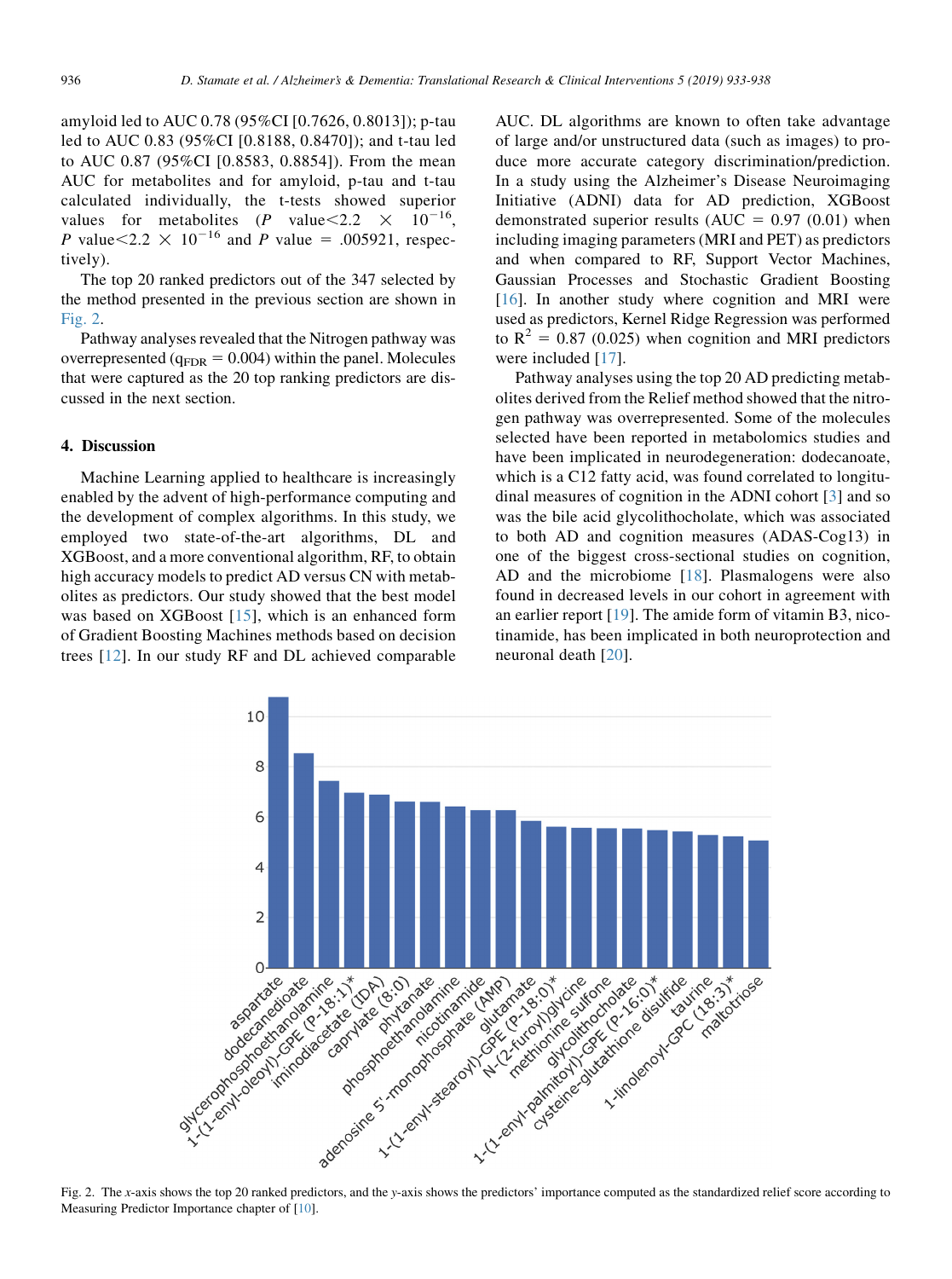amyloid led to AUC 0.78 (95%CI [0.7626, 0.8013]); p-tau led to AUC 0.83 (95%CI [0.8188, 0.8470]); and t-tau led to AUC 0.87 (95%CI [0.8583, 0.8854]). From the mean AUC for metabolites and for amyloid, p-tau and t-tau calculated individually, the t-tests showed superior values for metabolites ($P$ value$<2.2 \times 10^{-16}$, $P$ value$<2.2 \times 10^{-16}$ and $P$ value = .005921, respectively).

The top 20 ranked predictors out of the 347 selected by the method presented in the previous section are shown in Fig. 2.

Pathway analyses revealed that the Nitrogen pathway was overrepresented ($q_{FDR}$ = 0.004) within the panel. Molecules that were captured as the 20 top ranking predictors are discussed in the next section.

## 4. Discussion

Machine Learning applied to healthcare is increasingly enabled by the advent of high-performance computing and the development of complex algorithms. In this study, we employed two state-of-the-art algorithms, DL and XGBoost, and a more conventional algorithm, RF, to obtain high accuracy models to predict AD versus CN with metabolites as predictors. Our study showed that the best model was based on XGBoost [15], which is an enhanced form of Gradient Boosting Machines methods based on decision trees [12]. In our study RF and DL achieved comparable AUC. DL algorithms are known to often take advantage of large and/or unstructured data (such as images) to produce more accurate category discrimination/prediction. In a study using the Alzheimer's Disease Neuroimaging Initiative (ADNI) data for AD prediction, XGBoost demonstrated superior results (AUC = 0.97 (0.01) when including imaging parameters (MRI and PET) as predictors and when compared to RF, Support Vector Machines, Gaussian Processes and Stochastic Gradient Boosting [16]. In another study where cognition and MRI were used as predictors, Kernel Ridge Regression was performed to $R^2$ = 0.87 (0.025) when cognition and MRI predictors were included [17].

Pathway analyses using the top 20 AD predicting metabolites derived from the Relief method showed that the nitrogen pathway was overrepresented. Some of the molecules selected have been reported in metabolomics studies and have been implicated in neurodegeneration: dodecanoate, which is a C12 fatty acid, was found correlated to longitudinal measures of cognition in the ADNI cohort [3] and so was the bile acid glycolithocholate, which was associated to both AD and cognition measures (ADAS-Cog13) in one of the biggest cross-sectional studies on cognition, AD and the microbiome [18]. Plasmalogens were also found in decreased levels in our cohort in agreement with an earlier report [19]. The amide form of vitamin B3, nicotinamide, has been implicated in both neuroprotection and neuronal death [20].

Fig. 2. The $x$-axis shows the top 20 ranked predictors, and the $y$-axis shows the predictors' importance computed as the standardized relief score according to Measuring Predictor Importance chapter of [10].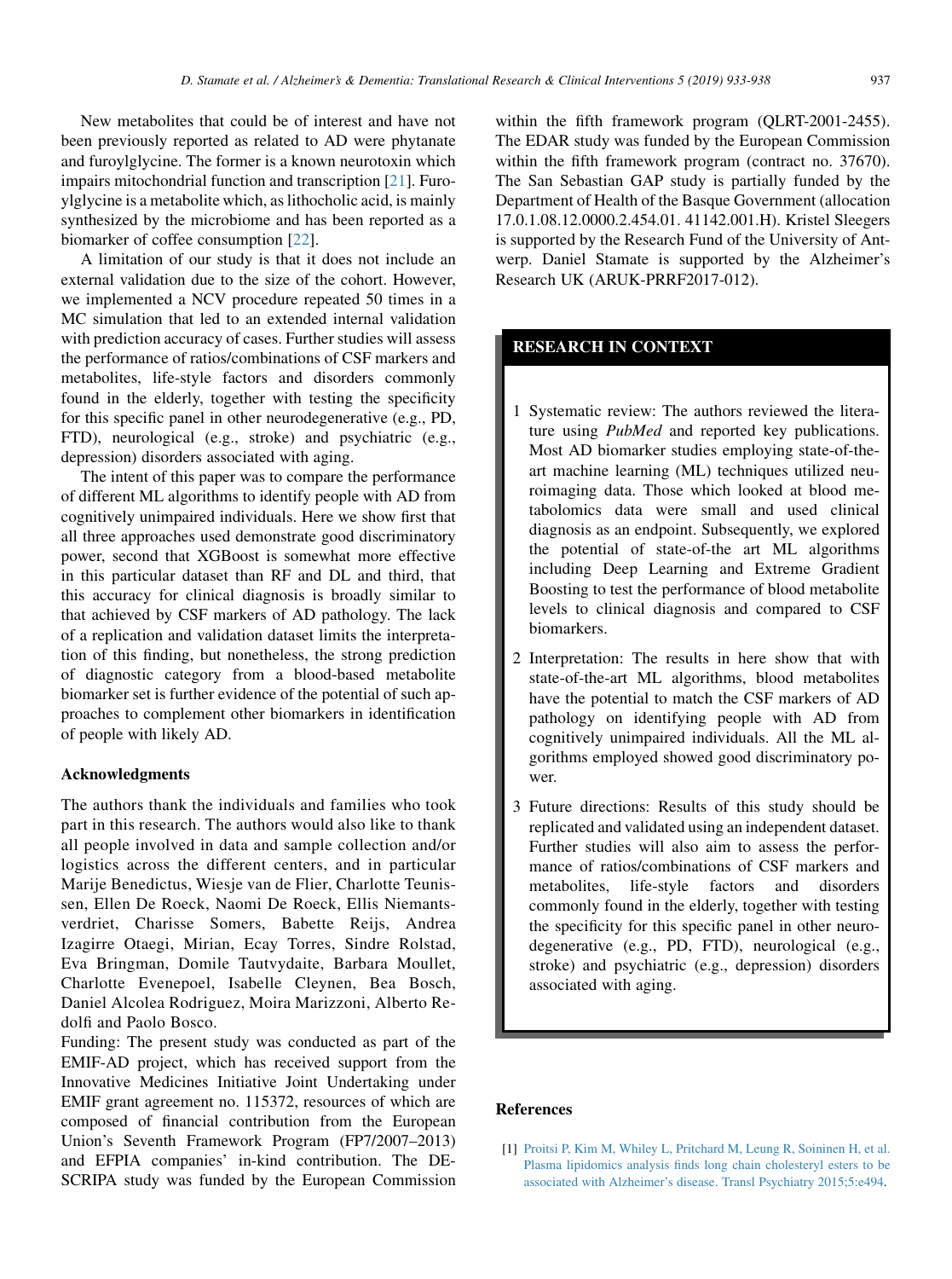New metabolites that could be of interest and have not been previously reported as related to AD were phytanate and furoylglycine. The former is a known neurotoxin which impairs mitochondrial function and transcription [21]. Furoylglycine is a metabolite which, as lithocholic acid, is mainly synthesized by the microbiome and has been reported as a biomarker of coffee consumption [22].

A limitation of our study is that it does not include an external validation due to the size of the cohort. However, we implemented a NCV procedure repeated 50 times in a MC simulation that led to an extended internal validation with prediction accuracy of cases. Further studies will assess the performance of ratios/combinations of CSF markers and metabolites, life-style factors and disorders commonly found in the elderly, together with testing the specificity for this specific panel in other neurodegenerative (e.g., PD, FTD), neurological (e.g., stroke) and psychiatric (e.g., depression) disorders associated with aging.

The intent of this paper was to compare the performance of different ML algorithms to identify people with AD from cognitively unimpaired individuals. Here we show first that all three approaches used demonstrate good discriminatory power, second that XGBoost is somewhat more effective in this particular dataset than RF and DL and third, that this accuracy for clinical diagnosis is broadly similar to that achieved by CSF markers of AD pathology. The lack of a replication and validation dataset limits the interpretation of this finding, but nonetheless, the strong prediction of diagnostic category from a blood-based metabolite biomarker set is further evidence of the potential of such approaches to complement other biomarkers in identification of people with likely AD.

## Acknowledgments

The authors thank the individuals and families who took part in this research. The authors would also like to thank all people involved in data and sample collection and/or logistics across the different centers, and in particular Marije Benedictus, Wiesje van de Flier, Charlotte Teunissen, Ellen De Roeck, Naomi De Roeck, Ellis Niemantsverdriet, Charisse Somers, Babette Reijs, Andrea Izagirre Otaegi, Mirian, Ecay Torres, Sindre Rolstad, Eva Bringman, Domile Tautvydaite, Barbara Moullet, Charlotte Evenepoel, Isabelle Cleynen, Bea Bosch, Daniel Alcolea Rodriguez, Moira Marizzoni, Alberto Redolfi and Paolo Bosco.

Funding: The present study was conducted as part of the EMIF-AD project, which has received support from the Innovative Medicines Initiative Joint Undertaking under EMIF grant agreement no. 115372, resources of which are composed of financial contribution from the European Union's Seventh Framework Program (FP7/2007–2013) and EFPIA companies' in-kind contribution. The DESCRIPA study was funded by the European Commission within the fifth framework program (QLRT-2001-2455). The EDAR study was funded by the European Commission within the fifth framework program (contract no. 37670). The San Sebastian GAP study is partially funded by the Department of Health of the Basque Government (allocation 17.0.1.08.12.0000.2.454.01. 41142.001.H). Kristel Sleegers is supported by the Research Fund of the University of Antwerp. Daniel Stamate is supported by the Alzheimer's Research UK (ARUK-PRRF2017-012).

## RESEARCH IN CONTEXT

1. Systematic review: The authors reviewed the literature using *PubMed* and reported key publications. Most AD biomarker studies employing state-of-the-art machine learning (ML) techniques utilized neuroimaging data. Those which looked at blood metabolomics data were small and used clinical diagnosis as an endpoint. Subsequently, we explored the potential of state-of-the art ML algorithms including Deep Learning and Extreme Gradient Boosting to test the performance of blood metabolite levels to clinical diagnosis and compared to CSF biomarkers.
2. Interpretation: The results in here show that with state-of-the-art ML algorithms, blood metabolites have the potential to match the CSF markers of AD pathology on identifying people with AD from cognitively unimpaired individuals. All the ML algorithms employed showed good discriminatory power.
3. Future directions: Results of this study should be replicated and validated using an independent dataset. Further studies will also aim to assess the performance of ratios/combinations of CSF markers and metabolites, life-style factors and disorders commonly found in the elderly, together with testing the specificity for this specific panel in other neurodegenerative (e.g., PD, FTD), neurological (e.g., stroke) and psychiatric (e.g., depression) disorders associated with aging.

## References

[1] Proitsi P, Kim M, Whiley L, Pritchard M, Leung R, Soininen H, et al. Plasma lipidomics analysis finds long chain cholesteryl esters to be associated with Alzheimer's disease. Transl Psychiatry 2015;5:e494.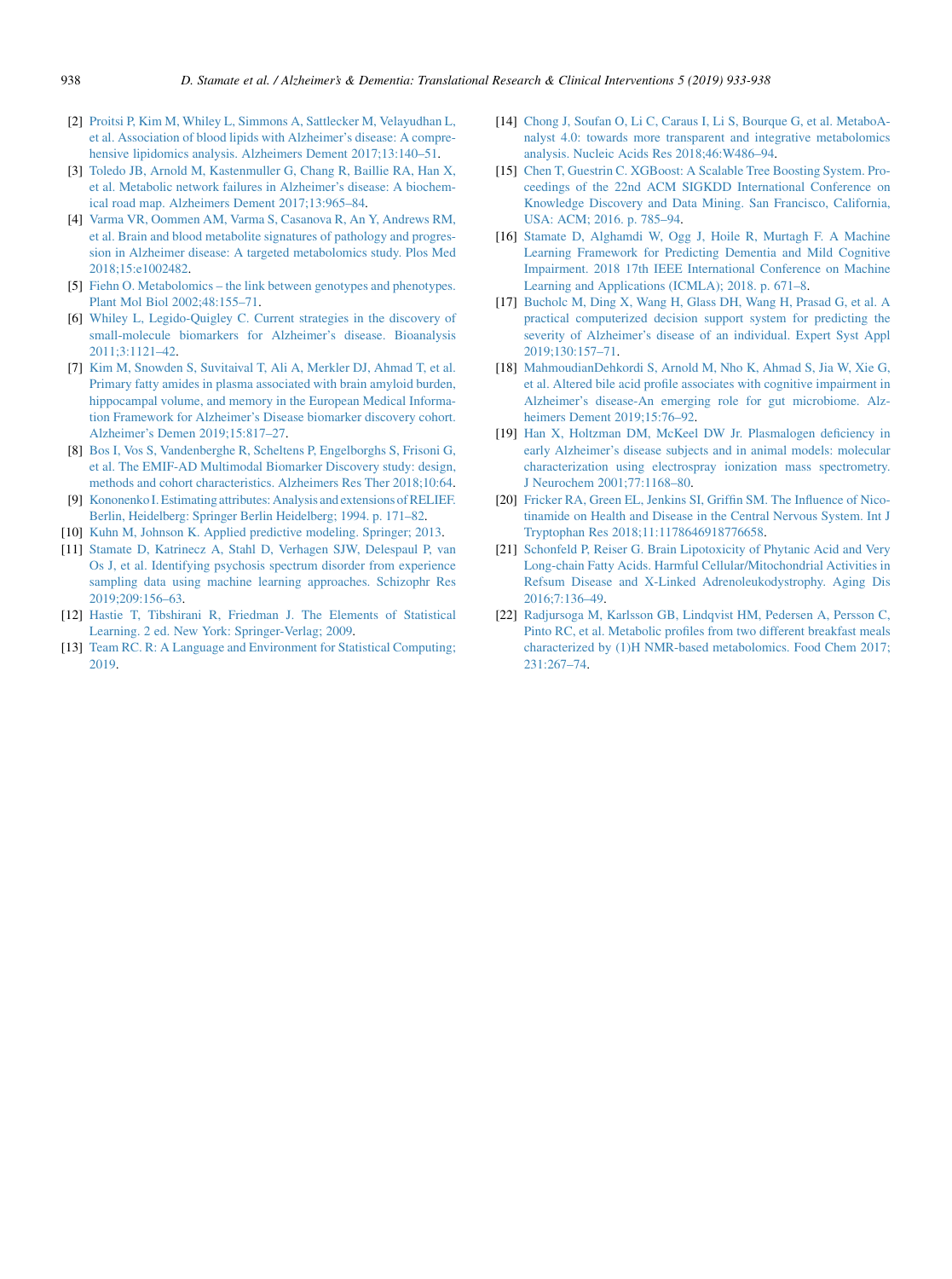[2] Proitsi P, Kim M, Whiley L, Simmons A, Sattlecker M, Velayudhan L, et al. Association of blood lipids with Alzheimer's disease: A comprehensive lipidomics analysis. Alzheimers Dement 2017;13:140–51.

[3] Toledo JB, Arnold M, Kastenmuller G, Chang R, Baillie RA, Han X, et al. Metabolic network failures in Alzheimer's disease: A biochemical road map. Alzheimers Dement 2017;13:965–84.

[4] Varma VR, Oommen AM, Varma S, Casanova R, An Y, Andrews RM, et al. Brain and blood metabolite signatures of pathology and progression in Alzheimer disease: A targeted metabolomics study. Plos Med 2018;15:e1002482.

[5] Fiehn O. Metabolomics – the link between genotypes and phenotypes. Plant Mol Biol 2002;48:155–71.

[6] Whiley L, Legido-Quigley C. Current strategies in the discovery of small-molecule biomarkers for Alzheimer's disease. Bioanalysis 2011;3:1121–42.

[7] Kim M, Snowden S, Suvitaival T, Ali A, Merkler DJ, Ahmad T, et al. Primary fatty amides in plasma associated with brain amyloid burden, hippocampal volume, and memory in the European Medical Information Framework for Alzheimer's Disease biomarker discovery cohort. Alzheimer's Demen 2019;15:817–27.

[8] Bos I, Vos S, Vandenberghe R, Scheltens P, Engelborghs S, Frisoni G, et al. The EMIF-AD Multimodal Biomarker Discovery study: design, methods and cohort characteristics. Alzheimers Res Ther 2018;10:64.

[9] Kononenko I. Estimating attributes: Analysis and extensions of RELIEF. Berlin, Heidelberg: Springer Berlin Heidelberg; 1994. p. 171–82.

[10] Kuhn M, Johnson K. Applied predictive modeling. Springer; 2013.

[11] Stamate D, Katrinecz A, Stahl D, Verhagen SJW, Delespaul P, van Os J, et al. Identifying psychosis spectrum disorder from experience sampling data using machine learning approaches. Schizophr Res 2019;209:156–63.

[12] Hastie T, Tibshirani R, Friedman J. The Elements of Statistical Learning. 2 ed. New York: Springer-Verlag; 2009.

[13] Team RC. R: A Language and Environment for Statistical Computing; 2019.

[14] Chong J, Soufan O, Li C, Caraus I, Li S, Bourque G, et al. MetaboAnalyst 4.0: towards more transparent and integrative metabolomics analysis. Nucleic Acids Res 2018;46:W486–94.

[15] Chen T, Guestrin C. XGBoost: A Scalable Tree Boosting System. Proceedings of the 22nd ACM SIGKDD International Conference on Knowledge Discovery and Data Mining. San Francisco, California, USA: ACM; 2016. p. 785–94.

[16] Stamate D, Alghamdi W, Ogg J, Hoile R, Murtagh F. A Machine Learning Framework for Predicting Dementia and Mild Cognitive Impairment. 2018 17th IEEE International Conference on Machine Learning and Applications (ICMLA); 2018. p. 671–8.

[17] Bucholc M, Ding X, Wang H, Glass DH, Wang H, Prasad G, et al. A practical computerized decision support system for predicting the severity of Alzheimer's disease of an individual. Expert Syst Appl 2019;130:157–71.

[18] MahmoudianDehkordi S, Arnold M, Nho K, Ahmad S, Jia W, Xie G, et al. Altered bile acid profile associates with cognitive impairment in Alzheimer's disease-An emerging role for gut microbiome. Alzheimers Dement 2019;15:76–92.

[19] Han X, Holtzman DM, McKeel DW Jr. Plasmalogen deficiency in early Alzheimer's disease subjects and in animal models: molecular characterization using electrospray ionization mass spectrometry. J Neurochem 2001;77:1168–80.

[20] Fricker RA, Green EL, Jenkins SI, Griffin SM. The Influence of Nicotinamide on Health and Disease in the Central Nervous System. Int J Tryptophan Res 2018;11:1178646918776658.

[21] Schonfeld P, Reiser G. Brain Lipotoxicity of Phytanic Acid and Very Long-chain Fatty Acids. Harmful Cellular/Mitochondrial Activities in Refsum Disease and X-Linked Adrenoleukodystrophy. Aging Dis 2016;7:136–49.

[22] Radjursoga M, Karlsson GB, Lindqvist HM, Pedersen A, Persson C, Pinto RC, et al. Metabolic profiles from two different breakfast meals characterized by (1)H NMR-based metabolomics. Food Chem 2017;231:267–74.